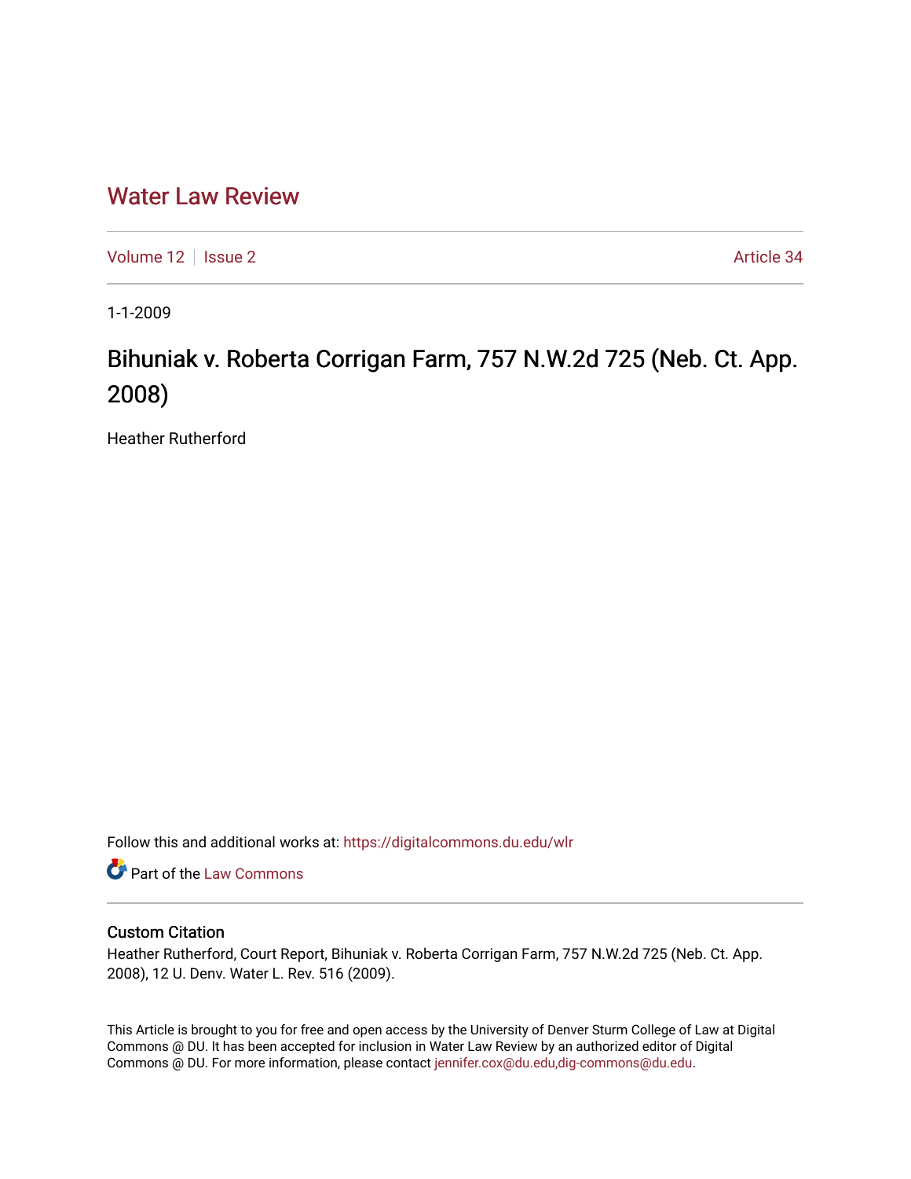# Water Law Review

Volume 12 | Issue 2 | Article 34

1-1-2009

## Bihuniak v. Roberta Corrigan Farm, 757 N.W.2d 725 (Neb. Ct. App. 2008)

Heather Rutherford

Follow this and additional works at: https://digitalcommons.du.edu/wlr

Part of the Law Commons

### Custom Citation

Heather Rutherford, Court Report, Bihuniak v. Roberta Corrigan Farm, 757 N.W.2d 725 (Neb. Ct. App. 2008), 12 U. Denv. Water L. Rev. 516 (2009).

This Article is brought to you for free and open access by the University of Denver Sturm College of Law at Digital Commons @ DU. It has been accepted for inclusion in Water Law Review by an authorized editor of Digital Commons @ DU. For more information, please contact jennifer.cox@du.edu,dig-commons@du.edu.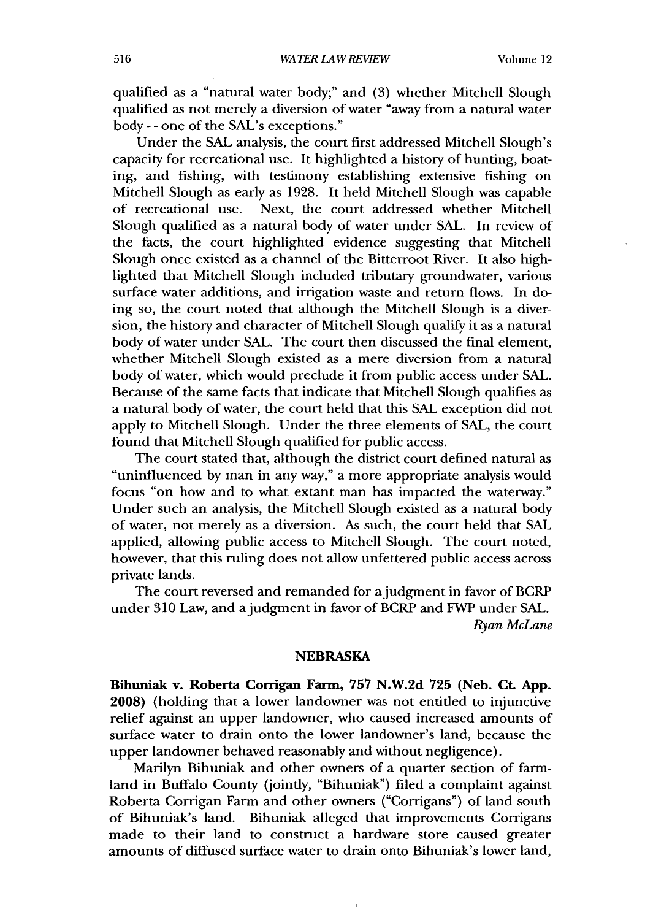qualified as a "natural water body;" and (3) whether Mitchell Slough qualified as not merely a diversion of water "away from a natural water body - - one of the SAL's exceptions."

Under the SAL analysis, the court first addressed Mitchell Slough's capacity for recreational use. It highlighted a history of hunting, boating, and fishing, with testimony establishing extensive fishing on Mitchell Slough as early as 1928. It held Mitchell Slough was capable of recreational use. Next, the court addressed whether Mitchell Slough qualified as a natural body of water under SAL. In review of the facts, the court highlighted evidence suggesting that Mitchell Slough once existed as a channel of the Bitterroot River. It also highlighted that Mitchell Slough included tributary groundwater, various surface water additions, and irrigation waste and return flows. In doing so, the court noted that although the Mitchell Slough is a diversion, the history and character of Mitchell Slough qualify it as a natural body of water under SAL. The court then discussed the final element, whether Mitchell Slough existed as a mere diversion from a natural body of water, which would preclude it from public access under SAL. Because of the same facts that indicate that Mitchell Slough qualifies as a natural body of water, the court held that this SAL exception did not apply to Mitchell Slough. Under the three elements of SAL, the court found that Mitchell Slough qualified for public access.

The court stated that, although the district court defined natural as "uninfluenced by man in any way," a more appropriate analysis would focus "on how and to what extant man has impacted the waterway." Under such an analysis, the Mitchell Slough existed as a natural body of water, not merely as a diversion. As such, the court held that SAL applied, allowing public access to Mitchell Slough. The court noted, however, that this ruling does not allow unfettered public access across private lands.

The court reversed and remanded for a judgment in favor of BCRP under 310 Law, and a judgment in favor of BCRP and FWP under SAL.

*Ryan McLane*

## NEBRASKA

**Bihuniak v. Roberta Corrigan Farm, 757 N.W.2d 725 (Neb. Ct. App. 2008)** (holding that a lower landowner was not entitled to injunctive relief against an upper landowner, who caused increased amounts of surface water to drain onto the lower landowner's land, because the upper landowner behaved reasonably and without negligence).

Marilyn Bihuniak and other owners of a quarter section of farmland in Buffalo County (jointly, "Bihuniak") filed a complaint against Roberta Corrigan Farm and other owners ("Corrigans") of land south of Bihuniak's land. Bihuniak alleged that improvements Corrigans made to their land to construct a hardware store caused greater amounts of diffused surface water to drain onto Bihuniak's lower land,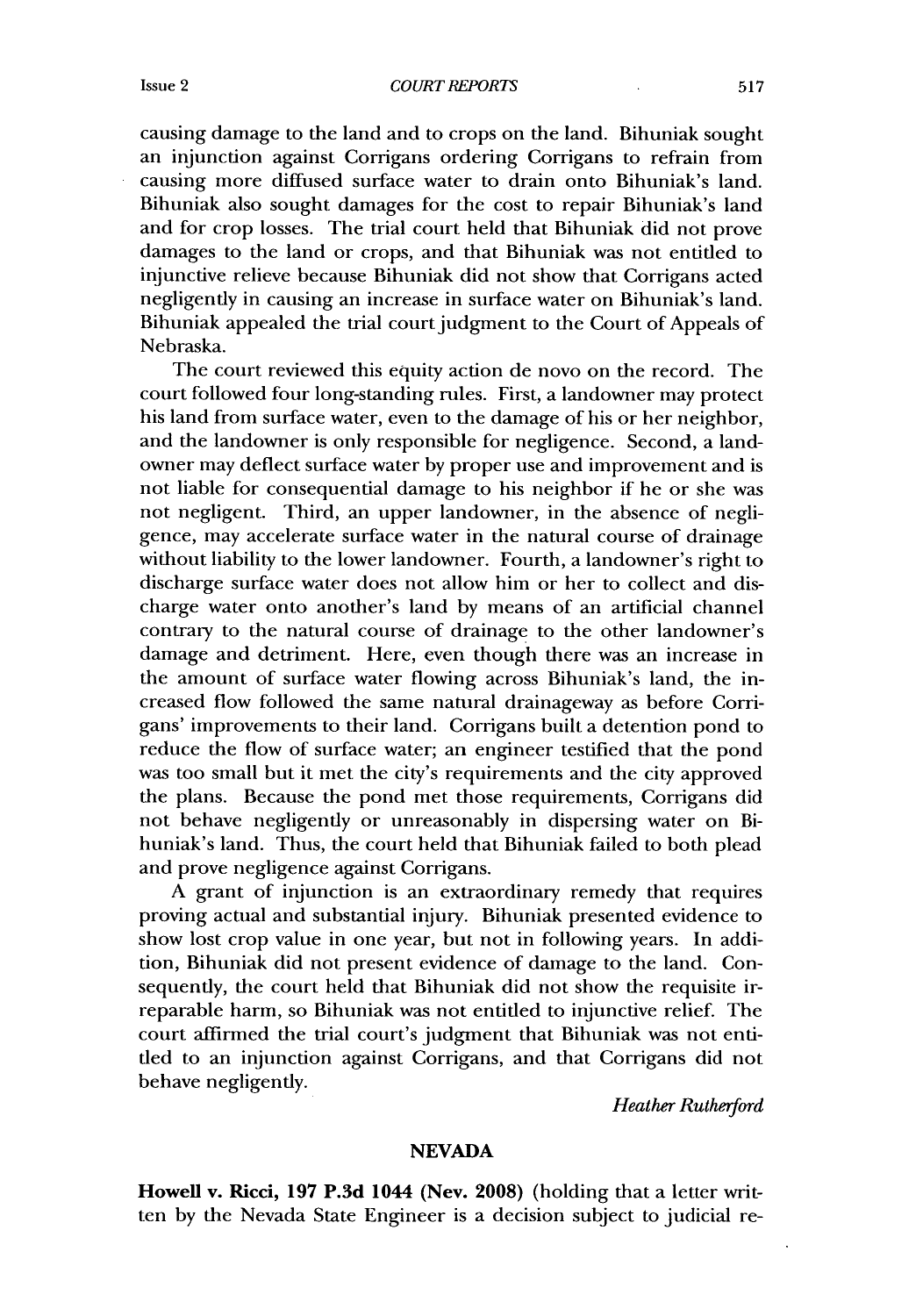causing damage to the land and to crops on the land. Bihuniak sought an injunction against Corrigans ordering Corrigans to refrain from causing more diffused surface water to drain onto Bihuniak's land. Bihuniak also sought damages for the cost to repair Bihuniak's land and for crop losses. The trial court held that Bihuniak did not prove damages to the land or crops, and that Bihuniak was not entitled to injunctive relieve because Bihuniak did not show that Corrigans acted negligently in causing an increase in surface water on Bihuniak's land. Bihuniak appealed the trial court judgment to the Court of Appeals of Nebraska.

The court reviewed this equity action de novo on the record. The court followed four long-standing rules. First, a landowner may protect his land from surface water, even to the damage of his or her neighbor, and the landowner is only responsible for negligence. Second, a landowner may deflect surface water by proper use and improvement and is not liable for consequential damage to his neighbor if he or she was not negligent. Third, an upper landowner, in the absence of negligence, may accelerate surface water in the natural course of drainage without liability to the lower landowner. Fourth, a landowner's right to discharge surface water does not allow him or her to collect and discharge water onto another's land by means of an artificial channel contrary to the natural course of drainage to the other landowner's damage and detriment. Here, even though there was an increase in the amount of surface water flowing across Bihuniak's land, the increased flow followed the same natural drainageway as before Corrigans' improvements to their land. Corrigans built a detention pond to reduce the flow of surface water; an engineer testified that the pond was too small but it met the city's requirements and the city approved the plans. Because the pond met those requirements, Corrigans did not behave negligently or unreasonably in dispersing water on Bihuniak's land. Thus, the court held that Bihuniak failed to both plead and prove negligence against Corrigans.

A grant of injunction is an extraordinary remedy that requires proving actual and substantial injury. Bihuniak presented evidence to show lost crop value in one year, but not in following years. In addition, Bihuniak did not present evidence of damage to the land. Consequently, the court held that Bihuniak did not show the requisite irreparable harm, so Bihuniak was not entitled to injunctive relief. The court affirmed the trial court's judgment that Bihuniak was not entitled to an injunction against Corrigans, and that Corrigans did not behave negligently.

*Heather Rutherford*

## NEVADA

**Howell v. Ricci, 197 P.3d 1044 (Nev. 2008)** (holding that a letter written by the Nevada State Engineer is a decision subject to judicial re-